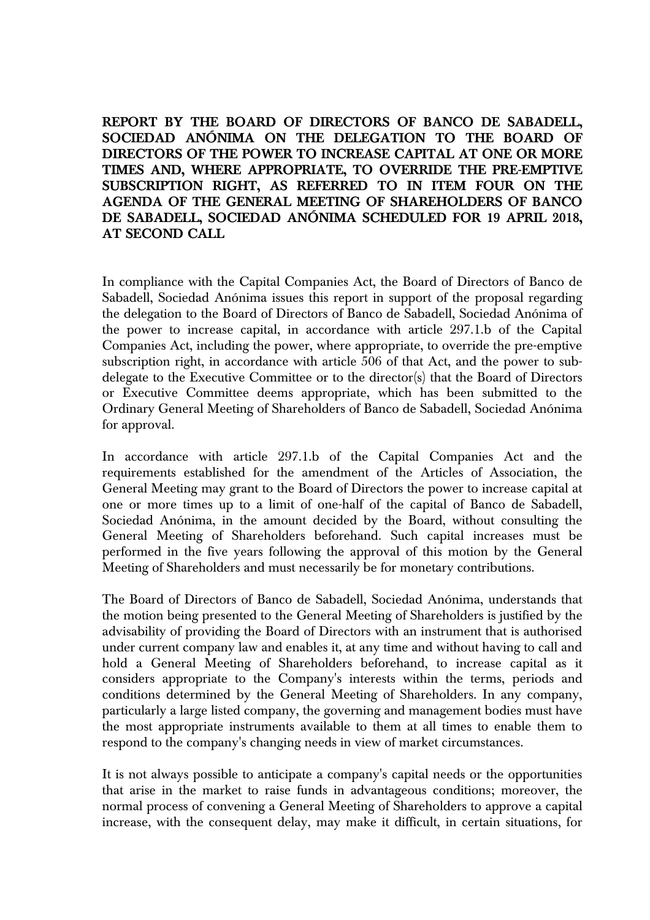**REPORT BY THE BOARD OF DIRECTORS OF BANCO DE SABADELL, SOCIEDAD ANÓNIMA ON THE DELEGATION TO THE BOARD OF DIRECTORS OF THE POWER TO INCREASE CAPITAL AT ONE OR MORE TIMES AND, WHERE APPROPRIATE, TO OVERRIDE THE PRE-EMPTIVE SUBSCRIPTION RIGHT, AS REFERRED TO IN ITEM FOUR ON THE AGENDA OF THE GENERAL MEETING OF SHAREHOLDERS OF BANCO DE SABADELL, SOCIEDAD ANÓNIMA SCHEDULED FOR 19 APRIL 2018, AT SECOND CALL**

In compliance with the Capital Companies Act, the Board of Directors of Banco de Sabadell, Sociedad Anónima issues this report in support of the proposal regarding the delegation to the Board of Directors of Banco de Sabadell, Sociedad Anónima of the power to increase capital, in accordance with article 297.1.b of the Capital Companies Act, including the power, where appropriate, to override the pre-emptive subscription right, in accordance with article 506 of that Act, and the power to sub-delegate to the Executive Committee or to the director(s) that the Board of Directors or Executive Committee deems appropriate, which has been submitted to the Ordinary General Meeting of Shareholders of Banco de Sabadell, Sociedad Anónima for approval.

In accordance with article 297.1.b of the Capital Companies Act and the requirements established for the amendment of the Articles of Association, the General Meeting may grant to the Board of Directors the power to increase capital at one or more times up to a limit of one-half of the capital of Banco de Sabadell, Sociedad Anónima, in the amount decided by the Board, without consulting the General Meeting of Shareholders beforehand. Such capital increases must be performed in the five years following the approval of this motion by the General Meeting of Shareholders and must necessarily be for monetary contributions.

The Board of Directors of Banco de Sabadell, Sociedad Anónima, understands that the motion being presented to the General Meeting of Shareholders is justified by the advisability of providing the Board of Directors with an instrument that is authorised under current company law and enables it, at any time and without having to call and hold a General Meeting of Shareholders beforehand, to increase capital as it considers appropriate to the Company's interests within the terms, periods and conditions determined by the General Meeting of Shareholders. In any company, particularly a large listed company, the governing and management bodies must have the most appropriate instruments available to them at all times to enable them to respond to the company's changing needs in view of market circumstances.

It is not always possible to anticipate a company's capital needs or the opportunities that arise in the market to raise funds in advantageous conditions; moreover, the normal process of convening a General Meeting of Shareholders to approve a capital increase, with the consequent delay, may make it difficult, in certain situations, for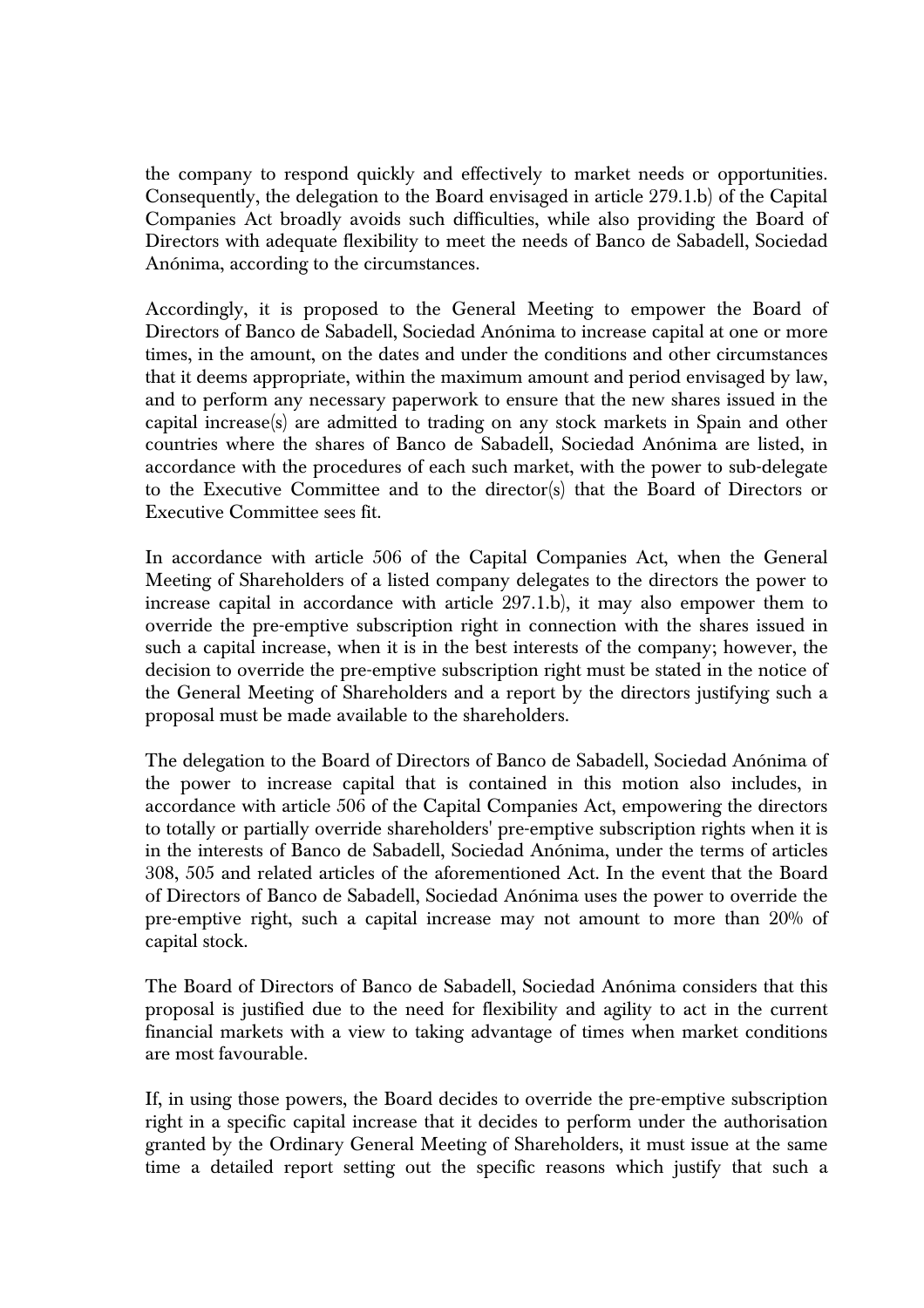the company to respond quickly and effectively to market needs or opportunities. Consequently, the delegation to the Board envisaged in article 279.1.b) of the Capital Companies Act broadly avoids such difficulties, while also providing the Board of Directors with adequate flexibility to meet the needs of Banco de Sabadell, Sociedad Anónima, according to the circumstances.

Accordingly, it is proposed to the General Meeting to empower the Board of Directors of Banco de Sabadell, Sociedad Anónima to increase capital at one or more times, in the amount, on the dates and under the conditions and other circumstances that it deems appropriate, within the maximum amount and period envisaged by law, and to perform any necessary paperwork to ensure that the new shares issued in the capital increase(s) are admitted to trading on any stock markets in Spain and other countries where the shares of Banco de Sabadell, Sociedad Anónima are listed, in accordance with the procedures of each such market, with the power to sub-delegate to the Executive Committee and to the director(s) that the Board of Directors or Executive Committee sees fit.

In accordance with article 506 of the Capital Companies Act, when the General Meeting of Shareholders of a listed company delegates to the directors the power to increase capital in accordance with article 297.1.b), it may also empower them to override the pre-emptive subscription right in connection with the shares issued in such a capital increase, when it is in the best interests of the company; however, the decision to override the pre-emptive subscription right must be stated in the notice of the General Meeting of Shareholders and a report by the directors justifying such a proposal must be made available to the shareholders.

The delegation to the Board of Directors of Banco de Sabadell, Sociedad Anónima of the power to increase capital that is contained in this motion also includes, in accordance with article 506 of the Capital Companies Act, empowering the directors to totally or partially override shareholders' pre-emptive subscription rights when it is in the interests of Banco de Sabadell, Sociedad Anónima, under the terms of articles 308, 505 and related articles of the aforementioned Act. In the event that the Board of Directors of Banco de Sabadell, Sociedad Anónima uses the power to override the pre-emptive right, such a capital increase may not amount to more than 20% of capital stock.

The Board of Directors of Banco de Sabadell, Sociedad Anónima considers that this proposal is justified due to the need for flexibility and agility to act in the current financial markets with a view to taking advantage of times when market conditions are most favourable.

If, in using those powers, the Board decides to override the pre-emptive subscription right in a specific capital increase that it decides to perform under the authorisation granted by the Ordinary General Meeting of Shareholders, it must issue at the same time a detailed report setting out the specific reasons which justify that such a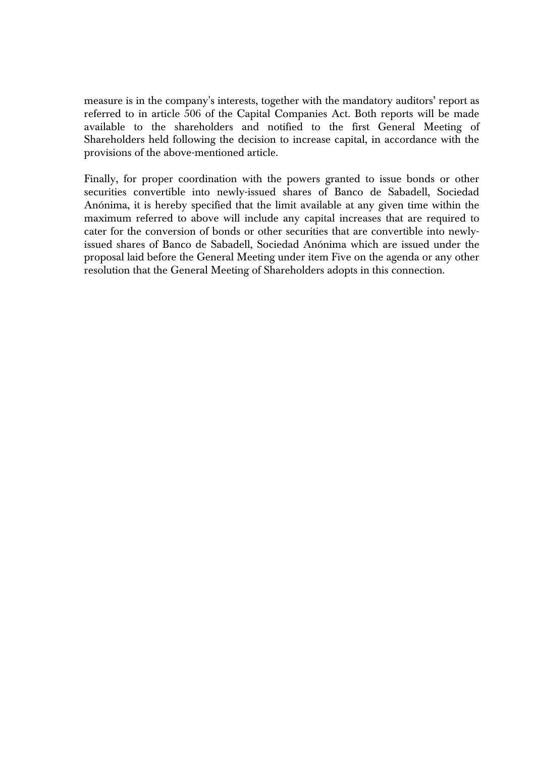measure is in the company's interests, together with the mandatory auditors' report as referred to in article 506 of the Capital Companies Act. Both reports will be made available to the shareholders and notified to the first General Meeting of Shareholders held following the decision to increase capital, in accordance with the provisions of the above-mentioned article.

Finally, for proper coordination with the powers granted to issue bonds or other securities convertible into newly-issued shares of Banco de Sabadell, Sociedad Anónima, it is hereby specified that the limit available at any given time within the maximum referred to above will include any capital increases that are required to cater for the conversion of bonds or other securities that are convertible into newly-issued shares of Banco de Sabadell, Sociedad Anónima which are issued under the proposal laid before the General Meeting under item Five on the agenda or any other resolution that the General Meeting of Shareholders adopts in this connection.